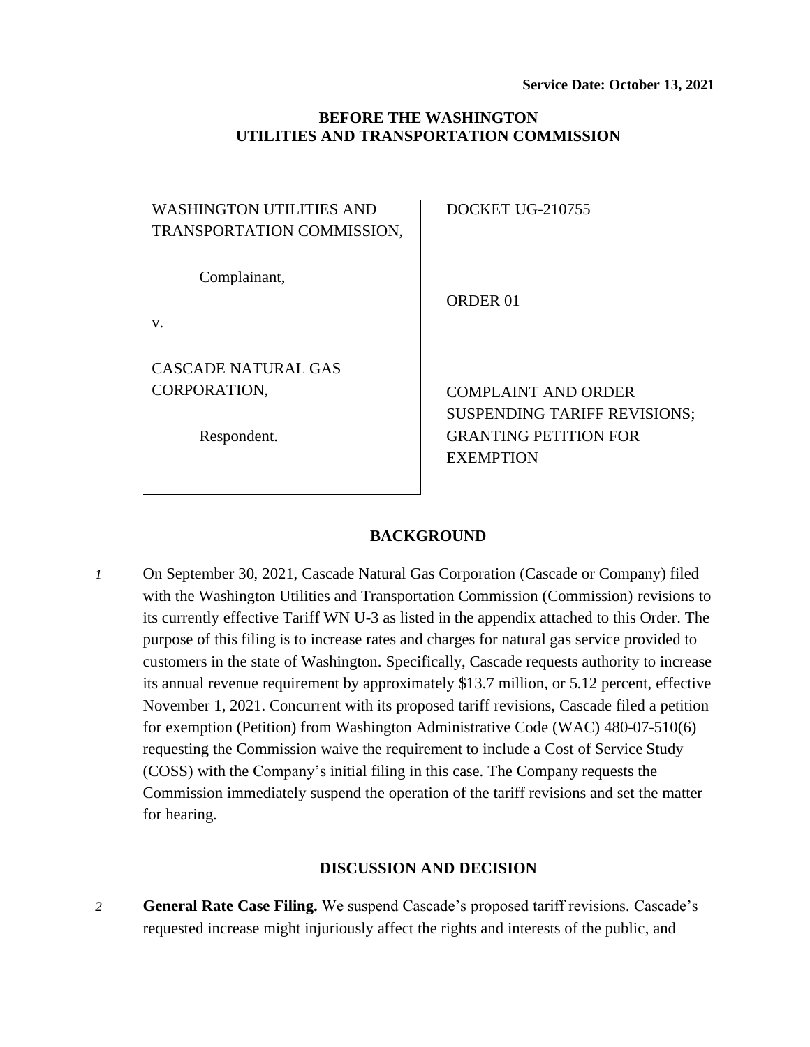**Service Date: October 13, 2021**

**BEFORE THE WASHINGTON UTILITIES AND TRANSPORTATION COMMISSION**

| | |
|---|---|
| WASHINGTON UTILITIES AND TRANSPORTATION COMMISSION,<br><br>Complainant,<br><br>v.<br><br>CASCADE NATURAL GAS CORPORATION,<br><br>Respondent. | DOCKET UG-210755<br><br>ORDER 01<br><br>COMPLAINT AND ORDER SUSPENDING TARIFF REVISIONS; GRANTING PETITION FOR EXEMPTION |

## BACKGROUND

*1* On September 30, 2021, Cascade Natural Gas Corporation (Cascade or Company) filed with the Washington Utilities and Transportation Commission (Commission) revisions to its currently effective Tariff WN U-3 as listed in the appendix attached to this Order. The purpose of this filing is to increase rates and charges for natural gas service provided to customers in the state of Washington. Specifically, Cascade requests authority to increase its annual revenue requirement by approximately $13.7 million, or 5.12 percent, effective November 1, 2021. Concurrent with its proposed tariff revisions, Cascade filed a petition for exemption (Petition) from Washington Administrative Code (WAC) 480-07-510(6) requesting the Commission waive the requirement to include a Cost of Service Study (COSS) with the Company's initial filing in this case. The Company requests the Commission immediately suspend the operation of the tariff revisions and set the matter for hearing.

## DISCUSSION AND DECISION

*2* **General Rate Case Filing.** We suspend Cascade's proposed tariff revisions. Cascade's requested increase might injuriously affect the rights and interests of the public, and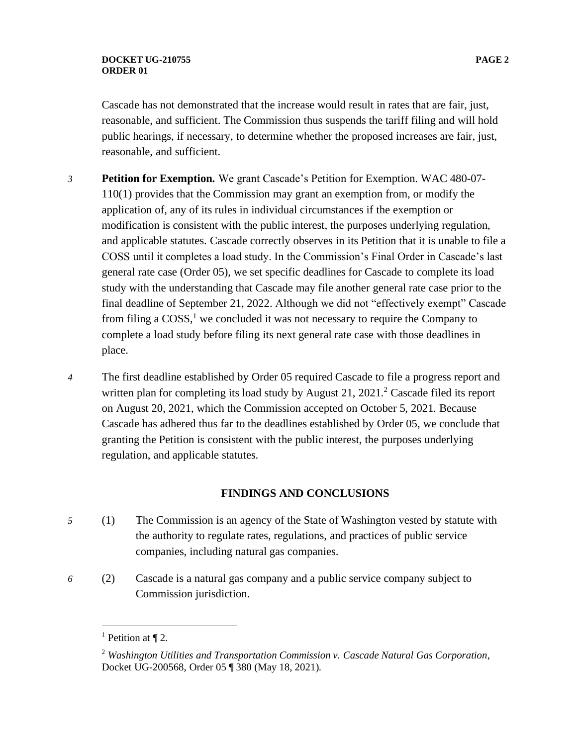Cascade has not demonstrated that the increase would result in rates that are fair, just, reasonable, and sufficient. The Commission thus suspends the tariff filing and will hold public hearings, if necessary, to determine whether the proposed increases are fair, just, reasonable, and sufficient.

3 **Petition for Exemption.** We grant Cascade's Petition for Exemption. WAC 480-07-110(1) provides that the Commission may grant an exemption from, or modify the application of, any of its rules in individual circumstances if the exemption or modification is consistent with the public interest, the purposes underlying regulation, and applicable statutes. Cascade correctly observes in its Petition that it is unable to file a COSS until it completes a load study. In the Commission's Final Order in Cascade's last general rate case (Order 05), we set specific deadlines for Cascade to complete its load study with the understanding that Cascade may file another general rate case prior to the final deadline of September 21, 2022. Although we did not "effectively exempt" Cascade from filing a COSS,[1] we concluded it was not necessary to require the Company to complete a load study before filing its next general rate case with those deadlines in place.

4 The first deadline established by Order 05 required Cascade to file a progress report and written plan for completing its load study by August 21, 2021.[2] Cascade filed its report on August 20, 2021, which the Commission accepted on October 5, 2021. Because Cascade has adhered thus far to the deadlines established by Order 05, we conclude that granting the Petition is consistent with the public interest, the purposes underlying regulation, and applicable statutes.

## FINDINGS AND CONCLUSIONS

5 (1) The Commission is an agency of the State of Washington vested by statute with the authority to regulate rates, regulations, and practices of public service companies, including natural gas companies.

6 (2) Cascade is a natural gas company and a public service company subject to Commission jurisdiction.

---

[1] Petition at ¶ 2.

[2] *Washington Utilities and Transportation Commission v. Cascade Natural Gas Corporation*, Docket UG-200568, Order 05 ¶ 380 (May 18, 2021).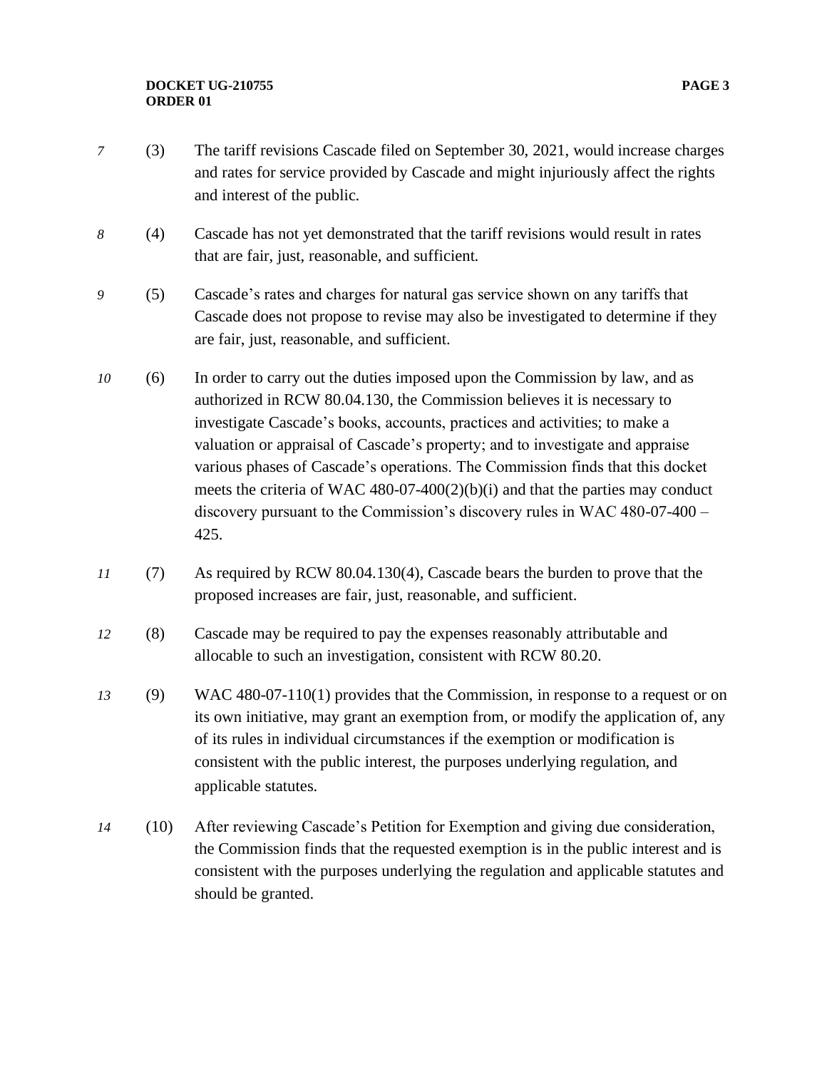*7* (3) The tariff revisions Cascade filed on September 30, 2021, would increase charges and rates for service provided by Cascade and might injuriously affect the rights and interest of the public.

*8* (4) Cascade has not yet demonstrated that the tariff revisions would result in rates that are fair, just, reasonable, and sufficient.

*9* (5) Cascade's rates and charges for natural gas service shown on any tariffs that Cascade does not propose to revise may also be investigated to determine if they are fair, just, reasonable, and sufficient.

*10* (6) In order to carry out the duties imposed upon the Commission by law, and as authorized in RCW 80.04.130, the Commission believes it is necessary to investigate Cascade's books, accounts, practices and activities; to make a valuation or appraisal of Cascade's property; and to investigate and appraise various phases of Cascade's operations. The Commission finds that this docket meets the criteria of WAC 480-07-400(2)(b)(i) and that the parties may conduct discovery pursuant to the Commission's discovery rules in WAC 480-07-400 – 425.

*11* (7) As required by RCW 80.04.130(4), Cascade bears the burden to prove that the proposed increases are fair, just, reasonable, and sufficient.

*12* (8) Cascade may be required to pay the expenses reasonably attributable and allocable to such an investigation, consistent with RCW 80.20.

*13* (9) WAC 480-07-110(1) provides that the Commission, in response to a request or on its own initiative, may grant an exemption from, or modify the application of, any of its rules in individual circumstances if the exemption or modification is consistent with the public interest, the purposes underlying regulation, and applicable statutes.

*14* (10) After reviewing Cascade's Petition for Exemption and giving due consideration, the Commission finds that the requested exemption is in the public interest and is consistent with the purposes underlying the regulation and applicable statutes and should be granted.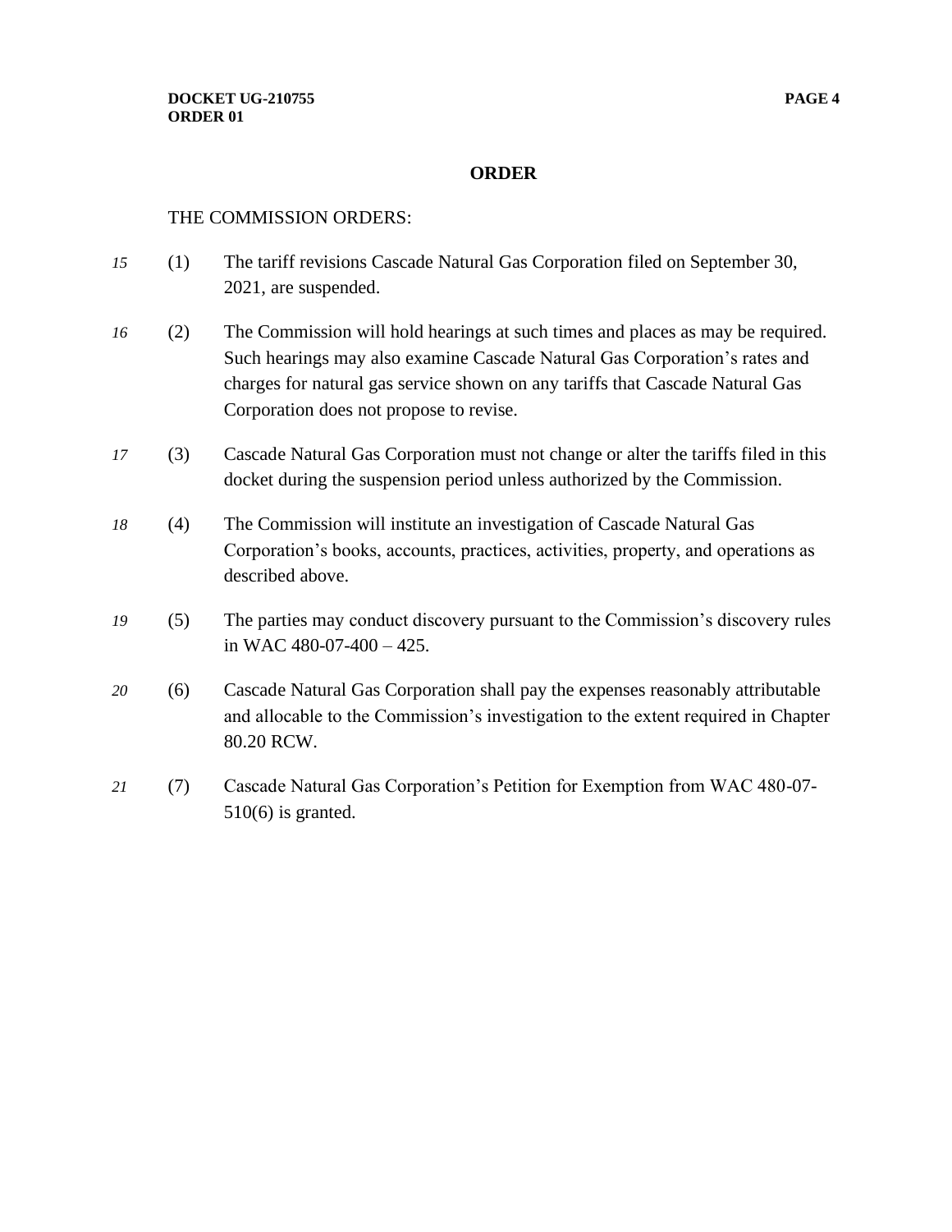## ORDER

THE COMMISSION ORDERS:

*15* (1) The tariff revisions Cascade Natural Gas Corporation filed on September 30, 2021, are suspended.

*16* (2) The Commission will hold hearings at such times and places as may be required. Such hearings may also examine Cascade Natural Gas Corporation's rates and charges for natural gas service shown on any tariffs that Cascade Natural Gas Corporation does not propose to revise.

*17* (3) Cascade Natural Gas Corporation must not change or alter the tariffs filed in this docket during the suspension period unless authorized by the Commission.

*18* (4) The Commission will institute an investigation of Cascade Natural Gas Corporation's books, accounts, practices, activities, property, and operations as described above.

*19* (5) The parties may conduct discovery pursuant to the Commission's discovery rules in WAC 480-07-400 – 425.

*20* (6) Cascade Natural Gas Corporation shall pay the expenses reasonably attributable and allocable to the Commission's investigation to the extent required in Chapter 80.20 RCW.

*21* (7) Cascade Natural Gas Corporation's Petition for Exemption from WAC 480-07-510(6) is granted.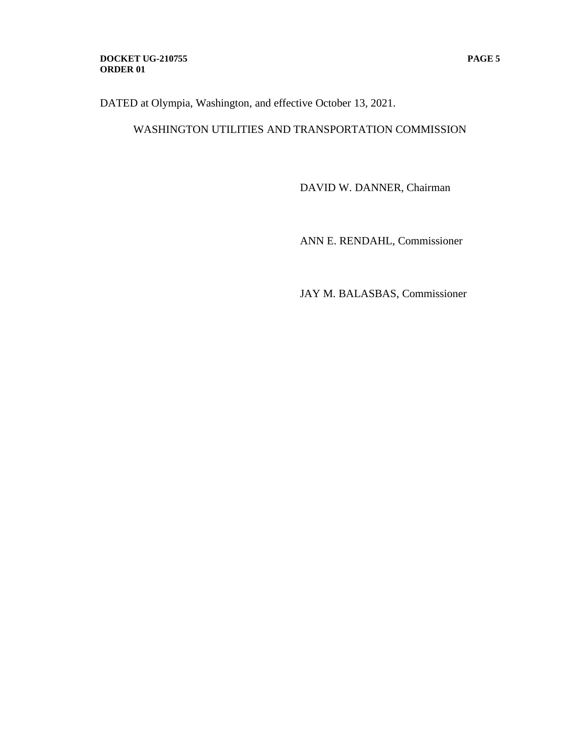DATED at Olympia, Washington, and effective October 13, 2021.

WASHINGTON UTILITIES AND TRANSPORTATION COMMISSION

DAVID W. DANNER, Chairman

ANN E. RENDAHL, Commissioner

JAY M. BALASBAS, Commissioner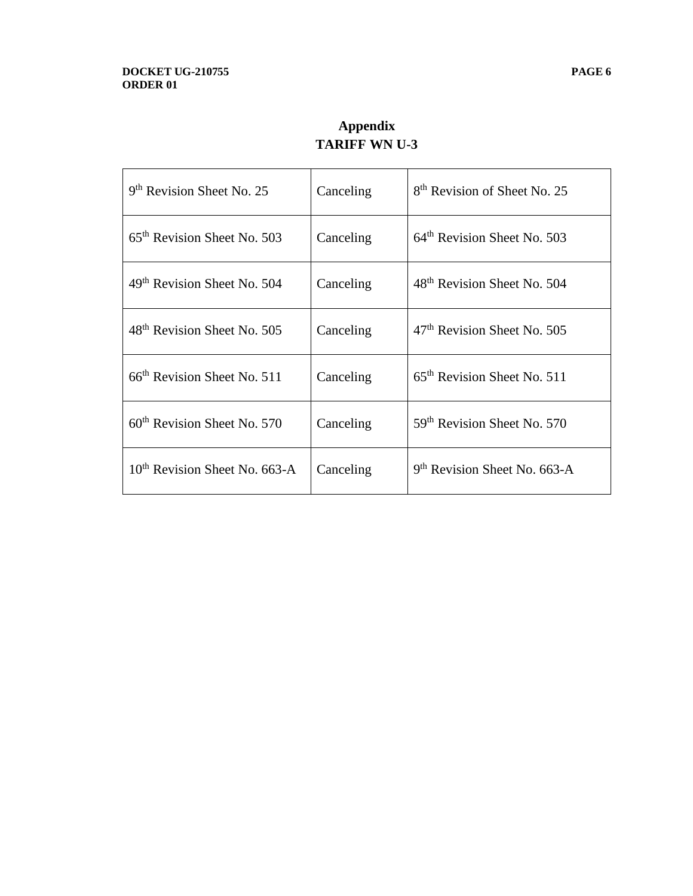# Appendix
## TARIFF WN U-3

| | | |
|---|---|---|
| 9th Revision Sheet No. 25 | Canceling | 8th Revision of Sheet No. 25 |
| 65th Revision Sheet No. 503 | Canceling | 64th Revision Sheet No. 503 |
| 49th Revision Sheet No. 504 | Canceling | 48th Revision Sheet No. 504 |
| 48th Revision Sheet No. 505 | Canceling | 47th Revision Sheet No. 505 |
| 66th Revision Sheet No. 511 | Canceling | 65th Revision Sheet No. 511 |
| 60th Revision Sheet No. 570 | Canceling | 59th Revision Sheet No. 570 |
| 10th Revision Sheet No. 663-A | Canceling | 9th Revision Sheet No. 663-A |